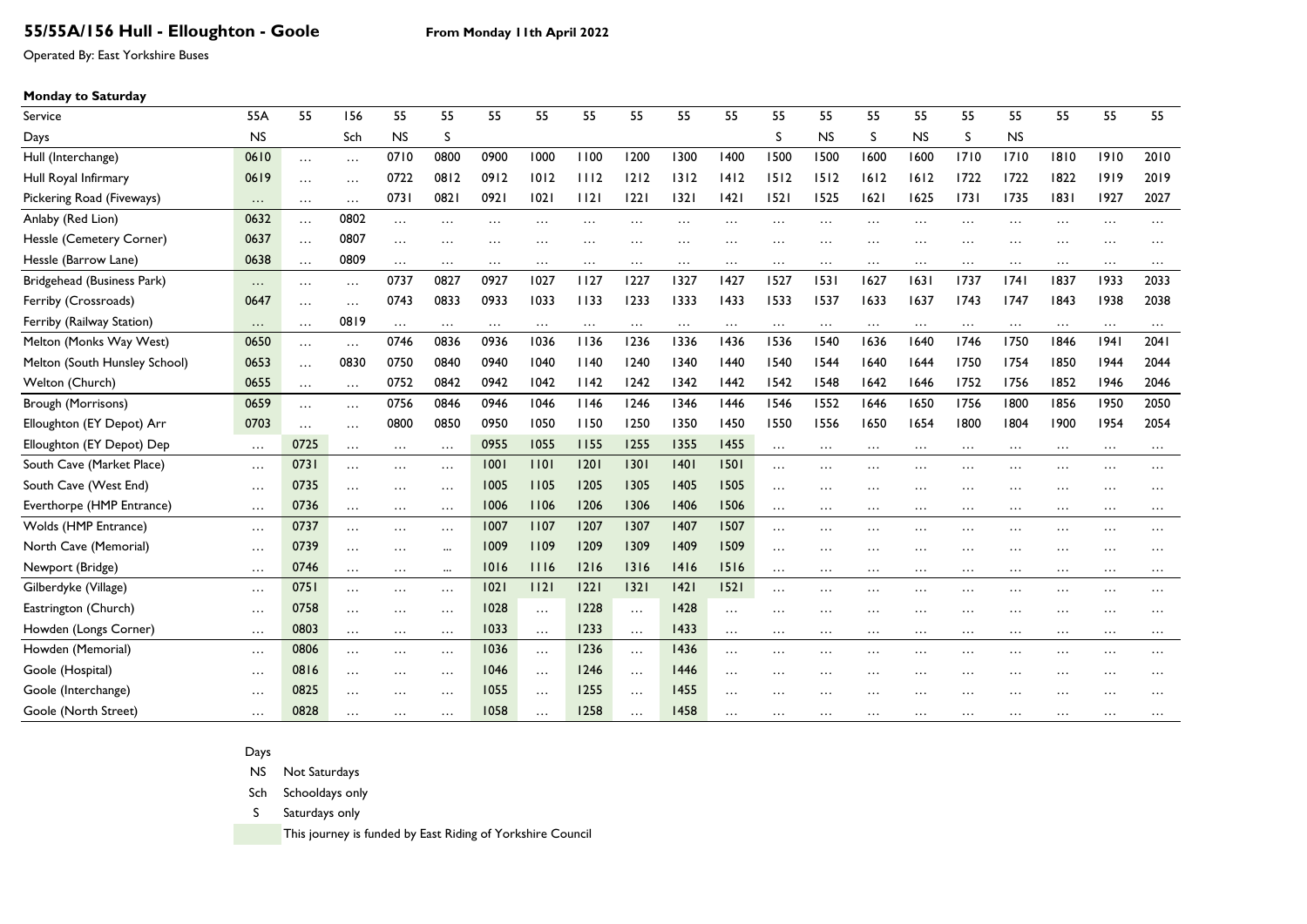## 55/55A/156 Hull - Elloughton - Goole

**From Monday 11th April 2022**

Operated By: East Yorkshire Buses

**Monday to Saturday**

| Service | 55A | 55 | 156 | 55 | 55 | 55 | 55 | 55 | 55 | 55 | 55 | 55 | 55 | 55 | 55 | 55 | 55 | 55 | 55 | 55 |
|---|---|---|---|---|---|---|---|---|---|---|---|---|---|---|---|---|---|---|---|---|
| Days | NS | | Sch | NS | S | | | | | | | S | NS | S | NS | S | NS | | | |
| Hull (Interchange) | 0610 | ... | ... | 0710 | 0800 | 0900 | 1000 | 1100 | 1200 | 1300 | 1400 | 1500 | 1500 | 1600 | 1600 | 1710 | 1710 | 1810 | 1910 | 2010 |
| Hull Royal Infirmary | 0619 | ... | ... | 0722 | 0812 | 0912 | 1012 | 1112 | 1212 | 1312 | 1412 | 1512 | 1512 | 1612 | 1612 | 1722 | 1722 | 1822 | 1919 | 2019 |
| Pickering Road (Fiveways) | ... | ... | ... | 0731 | 0821 | 0921 | 1021 | 1121 | 1221 | 1321 | 1421 | 1521 | 1525 | 1621 | 1625 | 1731 | 1735 | 1831 | 1927 | 2027 |
| Anlaby (Red Lion) | 0632 | ... | 0802 | ... | ... | ... | ... | ... | ... | ... | ... | ... | ... | ... | ... | ... | ... | ... | ... | ... |
| Hessle (Cemetery Corner) | 0637 | ... | 0807 | ... | ... | ... | ... | ... | ... | ... | ... | ... | ... | ... | ... | ... | ... | ... | ... | ... |
| Hessle (Barrow Lane) | 0638 | ... | 0809 | ... | ... | ... | ... | ... | ... | ... | ... | ... | ... | ... | ... | ... | ... | ... | ... | ... |
| Bridgehead (Business Park) | ... | ... | ... | 0737 | 0827 | 0927 | 1027 | 1127 | 1227 | 1327 | 1427 | 1527 | 1531 | 1627 | 1631 | 1737 | 1741 | 1837 | 1933 | 2033 |
| Ferriby (Crossroads) | 0647 | ... | ... | 0743 | 0833 | 0933 | 1033 | 1133 | 1233 | 1333 | 1433 | 1533 | 1537 | 1633 | 1637 | 1743 | 1747 | 1843 | 1938 | 2038 |
| Ferriby (Railway Station) | ... | ... | 0819 | ... | ... | ... | ... | ... | ... | ... | ... | ... | ... | ... | ... | ... | ... | ... | ... | ... |
| Melton (Monks Way West) | 0650 | ... | ... | 0746 | 0836 | 0936 | 1036 | 1136 | 1236 | 1336 | 1436 | 1536 | 1540 | 1636 | 1640 | 1746 | 1750 | 1846 | 1941 | 2041 |
| Melton (South Hunsley School) | 0653 | ... | 0830 | 0750 | 0840 | 0940 | 1040 | 1140 | 1240 | 1340 | 1440 | 1540 | 1544 | 1640 | 1644 | 1750 | 1754 | 1850 | 1944 | 2044 |
| Welton (Church) | 0655 | ... | ... | 0752 | 0842 | 0942 | 1042 | 1142 | 1242 | 1342 | 1442 | 1542 | 1548 | 1642 | 1646 | 1752 | 1756 | 1852 | 1946 | 2046 |
| Brough (Morrisons) | 0659 | ... | ... | 0756 | 0846 | 0946 | 1046 | 1146 | 1246 | 1346 | 1446 | 1546 | 1552 | 1646 | 1650 | 1756 | 1800 | 1856 | 1950 | 2050 |
| Elloughton (EY Depot) Arr | 0703 | ... | ... | 0800 | 0850 | 0950 | 1050 | 1150 | 1250 | 1350 | 1450 | 1550 | 1556 | 1650 | 1654 | 1800 | 1804 | 1900 | 1954 | 2054 |
| Elloughton (EY Depot) Dep | ... | 0725 | ... | ... | ... | 0955 | 1055 | 1155 | 1255 | 1355 | 1455 | ... | ... | ... | ... | ... | ... | ... | ... | ... |
| South Cave (Market Place) | ... | 0731 | ... | ... | ... | 1001 | 1101 | 1201 | 1301 | 1401 | 1501 | ... | ... | ... | ... | ... | ... | ... | ... | ... |
| South Cave (West End) | ... | 0735 | ... | ... | ... | 1005 | 1105 | 1205 | 1305 | 1405 | 1505 | ... | ... | ... | ... | ... | ... | ... | ... | ... |
| Everthorpe (HMP Entrance) | ... | 0736 | ... | ... | ... | 1006 | 1106 | 1206 | 1306 | 1406 | 1506 | ... | ... | ... | ... | ... | ... | ... | ... | ... |
| Wolds (HMP Entrance) | ... | 0737 | ... | ... | ... | 1007 | 1107 | 1207 | 1307 | 1407 | 1507 | ... | ... | ... | ... | ... | ... | ... | ... | ... |
| North Cave (Memorial) | ... | 0739 | ... | ... | ... | 1009 | 1109 | 1209 | 1309 | 1409 | 1509 | ... | ... | ... | ... | ... | ... | ... | ... | ... |
| Newport (Bridge) | ... | 0746 | ... | ... | ... | 1016 | 1116 | 1216 | 1316 | 1416 | 1516 | ... | ... | ... | ... | ... | ... | ... | ... | ... |
| Gilberdyke (Village) | ... | 0751 | ... | ... | ... | 1021 | 1121 | 1221 | 1321 | 1421 | 1521 | ... | ... | ... | ... | ... | ... | ... | ... | ... |
| Eastrington (Church) | ... | 0758 | ... | ... | ... | 1028 | ... | 1228 | ... | 1428 | ... | ... | ... | ... | ... | ... | ... | ... | ... | ... |
| Howden (Longs Corner) | ... | 0803 | ... | ... | ... | 1033 | ... | 1233 | ... | 1433 | ... | ... | ... | ... | ... | ... | ... | ... | ... | ... |
| Howden (Memorial) | ... | 0806 | ... | ... | ... | 1036 | ... | 1236 | ... | 1436 | ... | ... | ... | ... | ... | ... | ... | ... | ... | ... |
| Goole (Hospital) | ... | 0816 | ... | ... | ... | 1046 | ... | 1246 | ... | 1446 | ... | ... | ... | ... | ... | ... | ... | ... | ... | ... |
| Goole (Interchange) | ... | 0825 | ... | ... | ... | 1055 | ... | 1255 | ... | 1455 | ... | ... | ... | ... | ... | ... | ... | ... | ... | ... |
| Goole (North Street) | ... | 0828 | ... | ... | ... | 1058 | ... | 1258 | ... | 1458 | ... | ... | ... | ... | ... | ... | ... | ... | ... | ... |

Days

- NS Not Saturdays
- Sch Schooldays only
- S Saturdays only
- (shaded) This journey is funded by East Riding of Yorkshire Council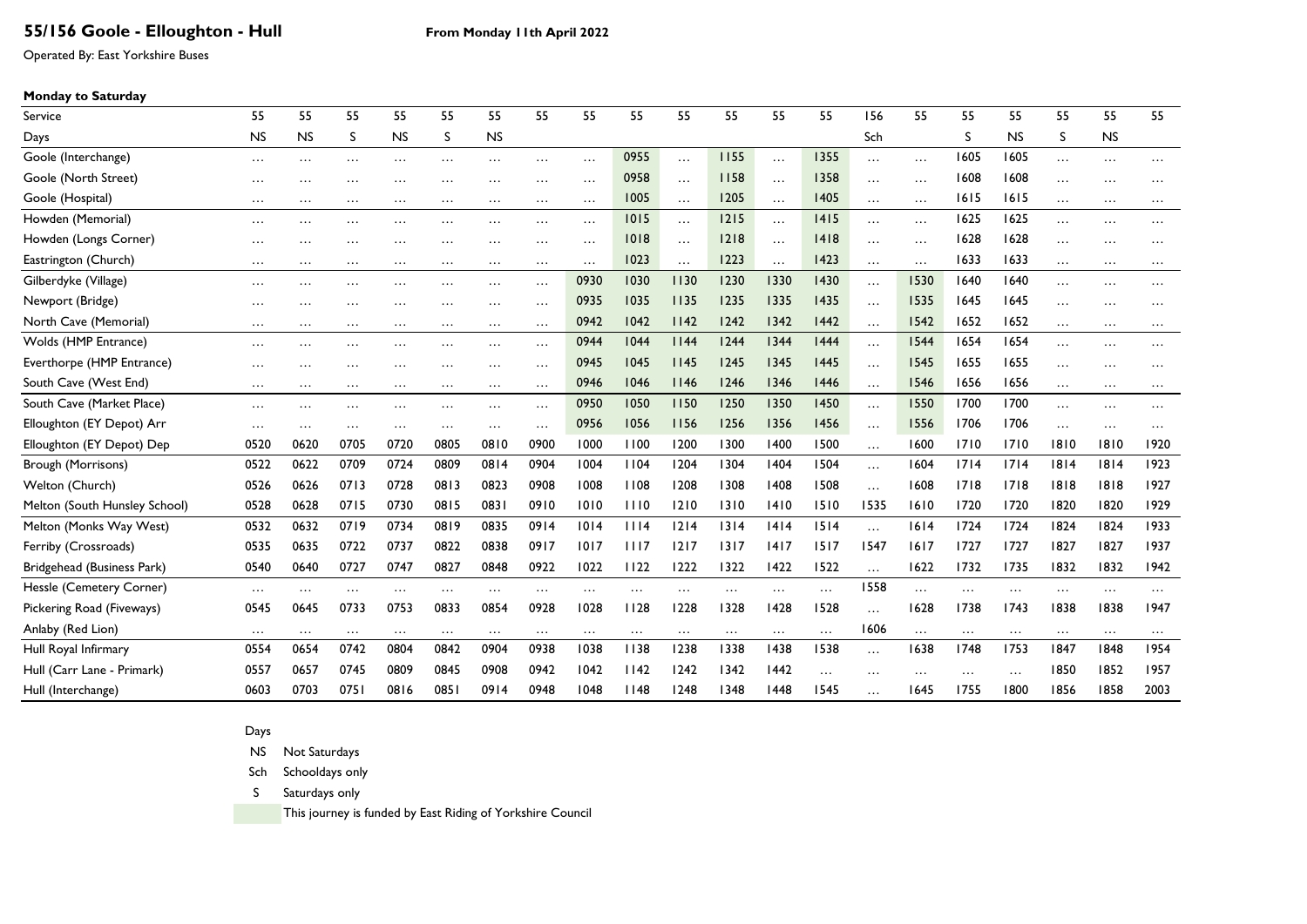## 55/156 Goole - Elloughton - Hull

**From Monday 11th April 2022**

Operated By: East Yorkshire Buses

**Monday to Saturday**

| Service | 55 | 55 | 55 | 55 | 55 | 55 | 55 | 55 | 55 | 55 | 55 | 55 | 55 | 156 | 55 | 55 | 55 | 55 | 55 | 55 |
|---|---|---|---|---|---|---|---|---|---|---|---|---|---|---|---|---|---|---|---|---|
| Days | NS | NS | S | NS | S | NS | | | | | | | | Sch | | S | NS | S | NS | |
| Goole (Interchange) | ... | ... | ... | ... | ... | ... | ... | ... | 0955 | ... | 1155 | ... | 1355 | ... | ... | 1605 | 1605 | ... | ... | ... |
| Goole (North Street) | ... | ... | ... | ... | ... | ... | ... | ... | 0958 | ... | 1158 | ... | 1358 | ... | ... | 1608 | 1608 | ... | ... | ... |
| Goole (Hospital) | ... | ... | ... | ... | ... | ... | ... | ... | 1005 | ... | 1205 | ... | 1405 | ... | ... | 1615 | 1615 | ... | ... | ... |
| Howden (Memorial) | ... | ... | ... | ... | ... | ... | ... | ... | 1015 | ... | 1215 | ... | 1415 | ... | ... | 1625 | 1625 | ... | ... | ... |
| Howden (Longs Corner) | ... | ... | ... | ... | ... | ... | ... | ... | 1018 | ... | 1218 | ... | 1418 | ... | ... | 1628 | 1628 | ... | ... | ... |
| Eastrington (Church) | ... | ... | ... | ... | ... | ... | ... | ... | 1023 | ... | 1223 | ... | 1423 | ... | ... | 1633 | 1633 | ... | ... | ... |
| Gilberdyke (Village) | ... | ... | ... | ... | ... | ... | ... | 0930 | 1030 | 1130 | 1230 | 1330 | 1430 | ... | 1530 | 1640 | 1640 | ... | ... | ... |
| Newport (Bridge) | ... | ... | ... | ... | ... | ... | ... | 0935 | 1035 | 1135 | 1235 | 1335 | 1435 | ... | 1535 | 1645 | 1645 | ... | ... | ... |
| North Cave (Memorial) | ... | ... | ... | ... | ... | ... | ... | 0942 | 1042 | 1142 | 1242 | 1342 | 1442 | ... | 1542 | 1652 | 1652 | ... | ... | ... |
| Wolds (HMP Entrance) | ... | ... | ... | ... | ... | ... | ... | 0944 | 1044 | 1144 | 1244 | 1344 | 1444 | ... | 1544 | 1654 | 1654 | ... | ... | ... |
| Everthorpe (HMP Entrance) | ... | ... | ... | ... | ... | ... | ... | 0945 | 1045 | 1145 | 1245 | 1345 | 1445 | ... | 1545 | 1655 | 1655 | ... | ... | ... |
| South Cave (West End) | ... | ... | ... | ... | ... | ... | ... | 0946 | 1046 | 1146 | 1246 | 1346 | 1446 | ... | 1546 | 1656 | 1656 | ... | ... | ... |
| South Cave (Market Place) | ... | ... | ... | ... | ... | ... | ... | 0950 | 1050 | 1150 | 1250 | 1350 | 1450 | ... | 1550 | 1700 | 1700 | ... | ... | ... |
| Elloughton (EY Depot) Arr | ... | ... | ... | ... | ... | ... | ... | 0956 | 1056 | 1156 | 1256 | 1356 | 1456 | ... | 1556 | 1706 | 1706 | ... | ... | ... |
| Elloughton (EY Depot) Dep | 0520 | 0620 | 0705 | 0720 | 0805 | 0810 | 0900 | 1000 | 1100 | 1200 | 1300 | 1400 | 1500 | ... | 1600 | 1710 | 1710 | 1810 | 1810 | 1920 |
| Brough (Morrisons) | 0522 | 0622 | 0709 | 0724 | 0809 | 0814 | 0904 | 1004 | 1104 | 1204 | 1304 | 1404 | 1504 | ... | 1604 | 1714 | 1714 | 1814 | 1814 | 1923 |
| Welton (Church) | 0526 | 0626 | 0713 | 0728 | 0813 | 0823 | 0908 | 1008 | 1108 | 1208 | 1308 | 1408 | 1508 | ... | 1608 | 1718 | 1718 | 1818 | 1818 | 1927 |
| Melton (South Hunsley School) | 0528 | 0628 | 0715 | 0730 | 0815 | 0831 | 0910 | 1010 | 1110 | 1210 | 1310 | 1410 | 1510 | 1535 | 1610 | 1720 | 1720 | 1820 | 1820 | 1929 |
| Melton (Monks Way West) | 0532 | 0632 | 0719 | 0734 | 0819 | 0835 | 0914 | 1014 | 1114 | 1214 | 1314 | 1414 | 1514 | ... | 1614 | 1724 | 1724 | 1824 | 1824 | 1933 |
| Ferriby (Crossroads) | 0535 | 0635 | 0722 | 0737 | 0822 | 0838 | 0917 | 1017 | 1117 | 1217 | 1317 | 1417 | 1517 | 1547 | 1617 | 1727 | 1727 | 1827 | 1827 | 1937 |
| Bridgehead (Business Park) | 0540 | 0640 | 0727 | 0747 | 0827 | 0848 | 0922 | 1022 | 1122 | 1222 | 1322 | 1422 | 1522 | ... | 1622 | 1732 | 1735 | 1832 | 1832 | 1942 |
| Hessle (Cemetery Corner) | ... | ... | ... | ... | ... | ... | ... | ... | ... | ... | ... | ... | ... | 1558 | ... | ... | ... | ... | ... | ... |
| Pickering Road (Fiveways) | 0545 | 0645 | 0733 | 0753 | 0833 | 0854 | 0928 | 1028 | 1128 | 1228 | 1328 | 1428 | 1528 | ... | 1628 | 1738 | 1743 | 1838 | 1838 | 1947 |
| Anlaby (Red Lion) | ... | ... | ... | ... | ... | ... | ... | ... | ... | ... | ... | ... | ... | 1606 | ... | ... | ... | ... | ... | ... |
| Hull Royal Infirmary | 0554 | 0654 | 0742 | 0804 | 0842 | 0904 | 0938 | 1038 | 1138 | 1238 | 1338 | 1438 | 1538 | ... | 1638 | 1748 | 1753 | 1847 | 1848 | 1954 |
| Hull (Carr Lane - Primark) | 0557 | 0657 | 0745 | 0809 | 0845 | 0908 | 0942 | 1042 | 1142 | 1242 | 1342 | 1442 | ... | ... | ... | ... | ... | 1850 | 1852 | 1957 |
| Hull (Interchange) | 0603 | 0703 | 0751 | 0816 | 0851 | 0914 | 0948 | 1048 | 1148 | 1248 | 1348 | 1448 | 1545 | ... | 1645 | 1755 | 1800 | 1856 | 1858 | 2003 |

Days

NS Not Saturdays

Sch Schooldays only

S Saturdays only

This journey is funded by East Riding of Yorkshire Council